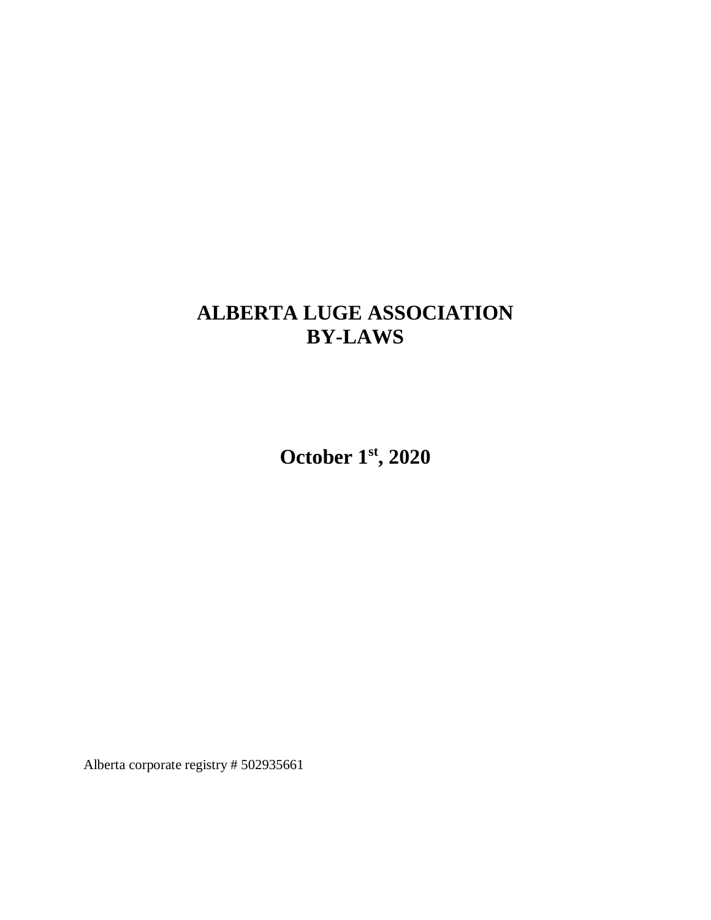# ALBERTA LUGE ASSOCIATION
# BY-LAWS

**October 1st, 2020**

Alberta corporate registry # 502935661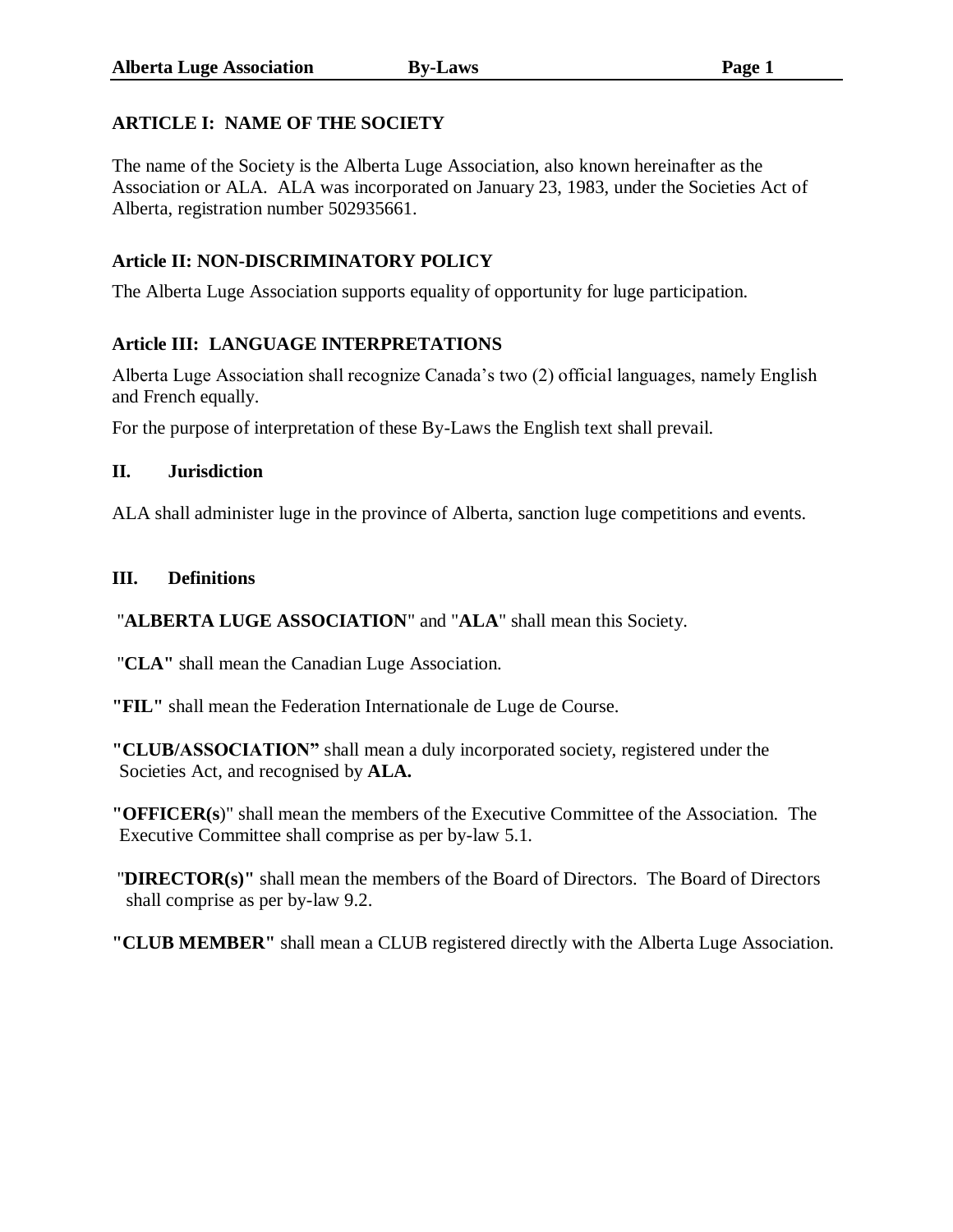## ARTICLE I: NAME OF THE SOCIETY

The name of the Society is the Alberta Luge Association, also known hereinafter as the Association or ALA. ALA was incorporated on January 23, 1983, under the Societies Act of Alberta, registration number 502935661.

## Article II: NON-DISCRIMINATORY POLICY

The Alberta Luge Association supports equality of opportunity for luge participation.

## Article III: LANGUAGE INTERPRETATIONS

Alberta Luge Association shall recognize Canada's two (2) official languages, namely English and French equally.

For the purpose of interpretation of these By-Laws the English text shall prevail.

### II. Jurisdiction

ALA shall administer luge in the province of Alberta, sanction luge competitions and events.

### III. Definitions

"**ALBERTA LUGE ASSOCIATION**" and "**ALA**" shall mean this Society.

"**CLA"** shall mean the Canadian Luge Association.

**"FIL"** shall mean the Federation Internationale de Luge de Course.

**"CLUB/ASSOCIATION"** shall mean a duly incorporated society, registered under the Societies Act, and recognised by **ALA.**

**"OFFICER(s**)" shall mean the members of the Executive Committee of the Association. The Executive Committee shall comprise as per by-law 5.1.

"**DIRECTOR(s)"** shall mean the members of the Board of Directors. The Board of Directors shall comprise as per by-law 9.2.

**"CLUB MEMBER"** shall mean a CLUB registered directly with the Alberta Luge Association.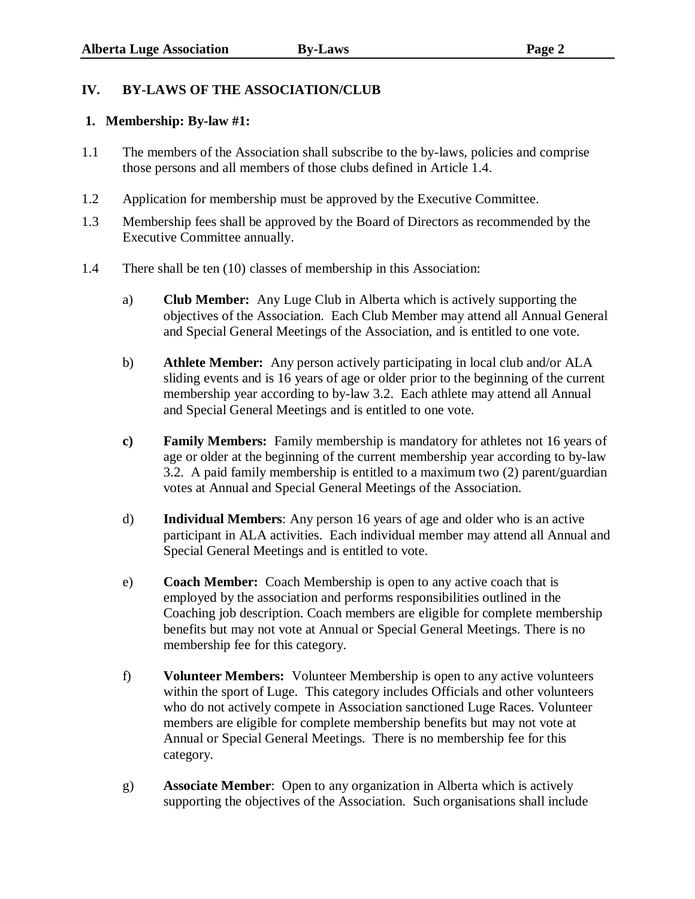## IV. BY-LAWS OF THE ASSOCIATION/CLUB

### 1. Membership: By-law #1:

1.1 The members of the Association shall subscribe to the by-laws, policies and comprise those persons and all members of those clubs defined in Article 1.4.

1.2 Application for membership must be approved by the Executive Committee.

1.3 Membership fees shall be approved by the Board of Directors as recommended by the Executive Committee annually.

1.4 There shall be ten (10) classes of membership in this Association:

a) **Club Member:** Any Luge Club in Alberta which is actively supporting the objectives of the Association. Each Club Member may attend all Annual General and Special General Meetings of the Association, and is entitled to one vote.

b) **Athlete Member:** Any person actively participating in local club and/or ALA sliding events and is 16 years of age or older prior to the beginning of the current membership year according to by-law 3.2. Each athlete may attend all Annual and Special General Meetings and is entitled to one vote.

**c)** **Family Members:** Family membership is mandatory for athletes not 16 years of age or older at the beginning of the current membership year according to by-law 3.2. A paid family membership is entitled to a maximum two (2) parent/guardian votes at Annual and Special General Meetings of the Association.

d) **Individual Members**: Any person 16 years of age and older who is an active participant in ALA activities. Each individual member may attend all Annual and Special General Meetings and is entitled to vote.

e) **Coach Member:** Coach Membership is open to any active coach that is employed by the association and performs responsibilities outlined in the Coaching job description. Coach members are eligible for complete membership benefits but may not vote at Annual or Special General Meetings. There is no membership fee for this category.

f) **Volunteer Members:** Volunteer Membership is open to any active volunteers within the sport of Luge. This category includes Officials and other volunteers who do not actively compete in Association sanctioned Luge Races. Volunteer members are eligible for complete membership benefits but may not vote at Annual or Special General Meetings. There is no membership fee for this category.

g) **Associate Member**: Open to any organization in Alberta which is actively supporting the objectives of the Association. Such organisations shall include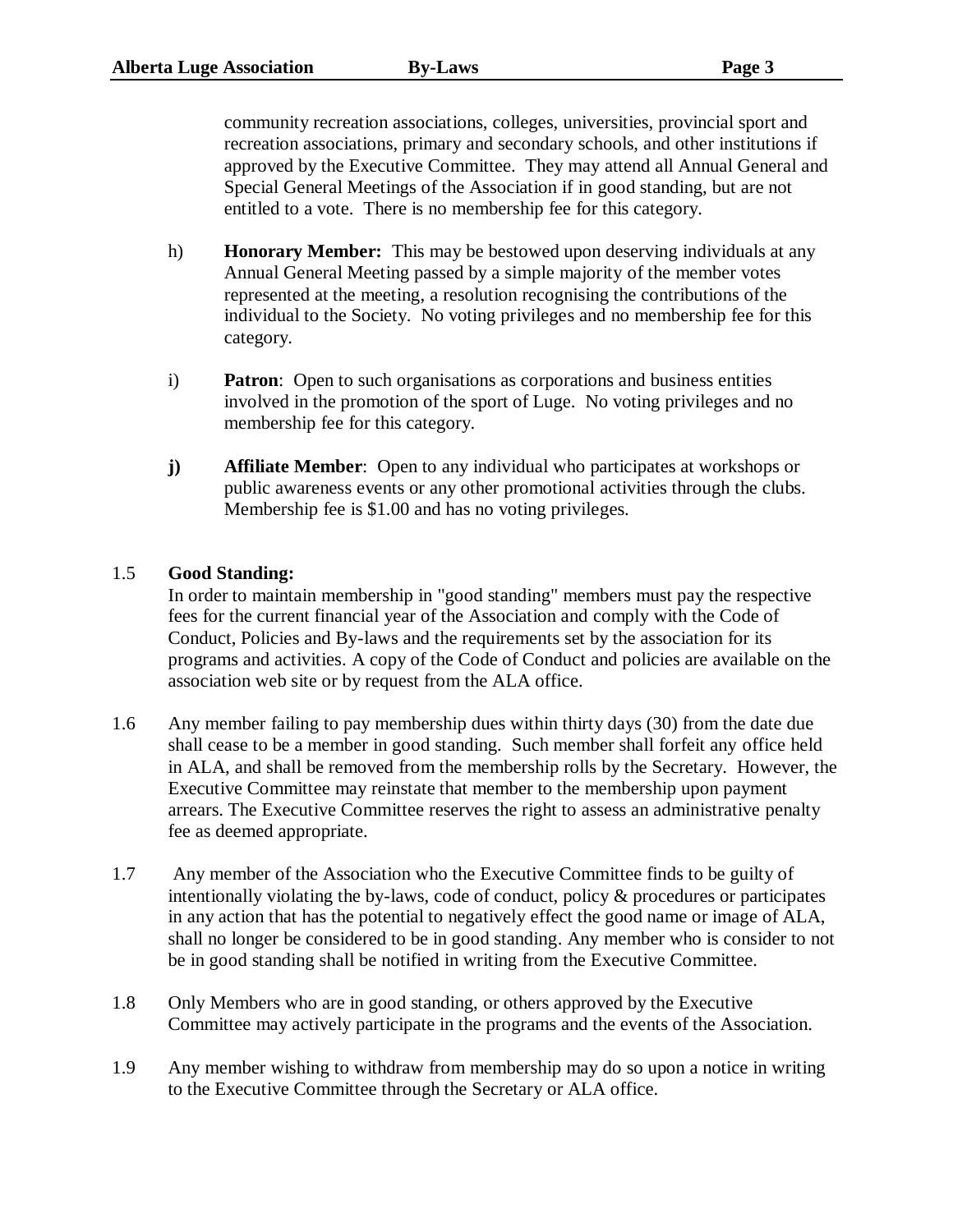community recreation associations, colleges, universities, provincial sport and recreation associations, primary and secondary schools, and other institutions if approved by the Executive Committee. They may attend all Annual General and Special General Meetings of the Association if in good standing, but are not entitled to a vote. There is no membership fee for this category.

h) **Honorary Member:** This may be bestowed upon deserving individuals at any Annual General Meeting passed by a simple majority of the member votes represented at the meeting, a resolution recognising the contributions of the individual to the Society. No voting privileges and no membership fee for this category.

i) **Patron**: Open to such organisations as corporations and business entities involved in the promotion of the sport of Luge. No voting privileges and no membership fee for this category.

**j)** **Affiliate Member**: Open to any individual who participates at workshops or public awareness events or any other promotional activities through the clubs. Membership fee is $1.00 and has no voting privileges.

1.5 **Good Standing:**
In order to maintain membership in "good standing" members must pay the respective fees for the current financial year of the Association and comply with the Code of Conduct, Policies and By-laws and the requirements set by the association for its programs and activities. A copy of the Code of Conduct and policies are available on the association web site or by request from the ALA office.

1.6 Any member failing to pay membership dues within thirty days (30) from the date due shall cease to be a member in good standing. Such member shall forfeit any office held in ALA, and shall be removed from the membership rolls by the Secretary. However, the Executive Committee may reinstate that member to the membership upon payment arrears. The Executive Committee reserves the right to assess an administrative penalty fee as deemed appropriate.

1.7 Any member of the Association who the Executive Committee finds to be guilty of intentionally violating the by-laws, code of conduct, policy & procedures or participates in any action that has the potential to negatively effect the good name or image of ALA, shall no longer be considered to be in good standing. Any member who is consider to not be in good standing shall be notified in writing from the Executive Committee.

1.8 Only Members who are in good standing, or others approved by the Executive Committee may actively participate in the programs and the events of the Association.

1.9 Any member wishing to withdraw from membership may do so upon a notice in writing to the Executive Committee through the Secretary or ALA office.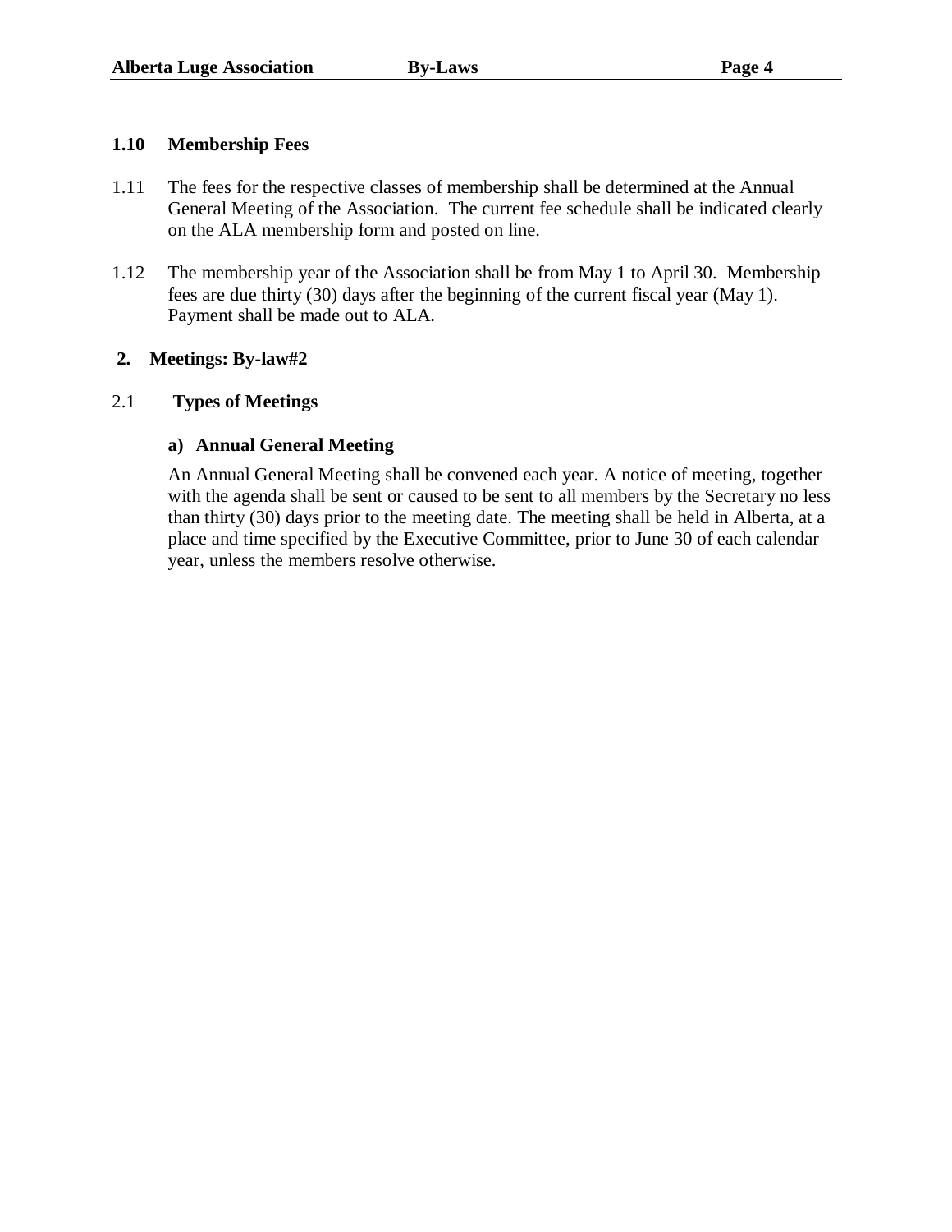### 1.10 Membership Fees

1.11 The fees for the respective classes of membership shall be determined at the Annual General Meeting of the Association. The current fee schedule shall be indicated clearly on the ALA membership form and posted on line.

1.12 The membership year of the Association shall be from May 1 to April 30. Membership fees are due thirty (30) days after the beginning of the current fiscal year (May 1). Payment shall be made out to ALA.

## 2. Meetings: By-law#2

### 2.1 Types of Meetings

#### a) Annual General Meeting

An Annual General Meeting shall be convened each year. A notice of meeting, together with the agenda shall be sent or caused to be sent to all members by the Secretary no less than thirty (30) days prior to the meeting date. The meeting shall be held in Alberta, at a place and time specified by the Executive Committee, prior to June 30 of each calendar year, unless the members resolve otherwise.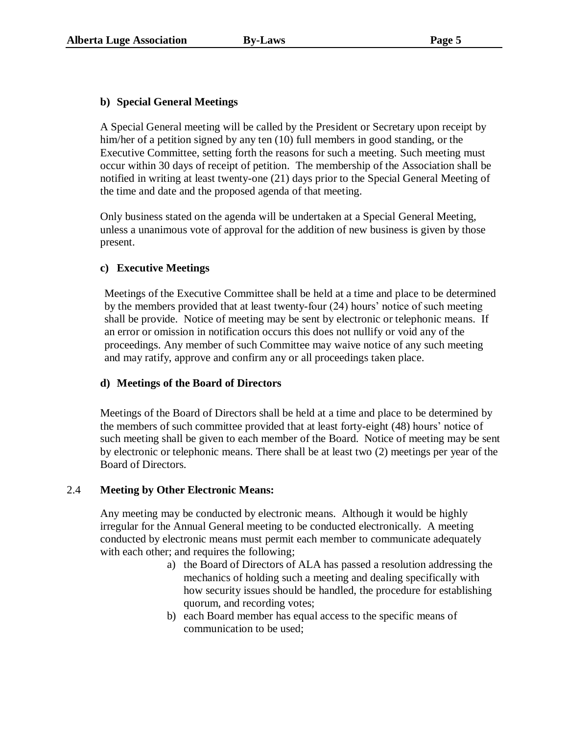**b) Special General Meetings**

A Special General meeting will be called by the President or Secretary upon receipt by him/her of a petition signed by any ten (10) full members in good standing, or the Executive Committee, setting forth the reasons for such a meeting. Such meeting must occur within 30 days of receipt of petition. The membership of the Association shall be notified in writing at least twenty-one (21) days prior to the Special General Meeting of the time and date and the proposed agenda of that meeting.

Only business stated on the agenda will be undertaken at a Special General Meeting, unless a unanimous vote of approval for the addition of new business is given by those present.

**c) Executive Meetings**

Meetings of the Executive Committee shall be held at a time and place to be determined by the members provided that at least twenty-four (24) hours' notice of such meeting shall be provide. Notice of meeting may be sent by electronic or telephonic means. If an error or omission in notification occurs this does not nullify or void any of the proceedings. Any member of such Committee may waive notice of any such meeting and may ratify, approve and confirm any or all proceedings taken place.

**d) Meetings of the Board of Directors**

Meetings of the Board of Directors shall be held at a time and place to be determined by the members of such committee provided that at least forty-eight (48) hours' notice of such meeting shall be given to each member of the Board. Notice of meeting may be sent by electronic or telephonic means. There shall be at least two (2) meetings per year of the Board of Directors.

2.4 **Meeting by Other Electronic Means:**

Any meeting may be conducted by electronic means. Although it would be highly irregular for the Annual General meeting to be conducted electronically. A meeting conducted by electronic means must permit each member to communicate adequately with each other; and requires the following;

a) the Board of Directors of ALA has passed a resolution addressing the mechanics of holding such a meeting and dealing specifically with how security issues should be handled, the procedure for establishing quorum, and recording votes;
b) each Board member has equal access to the specific means of communication to be used;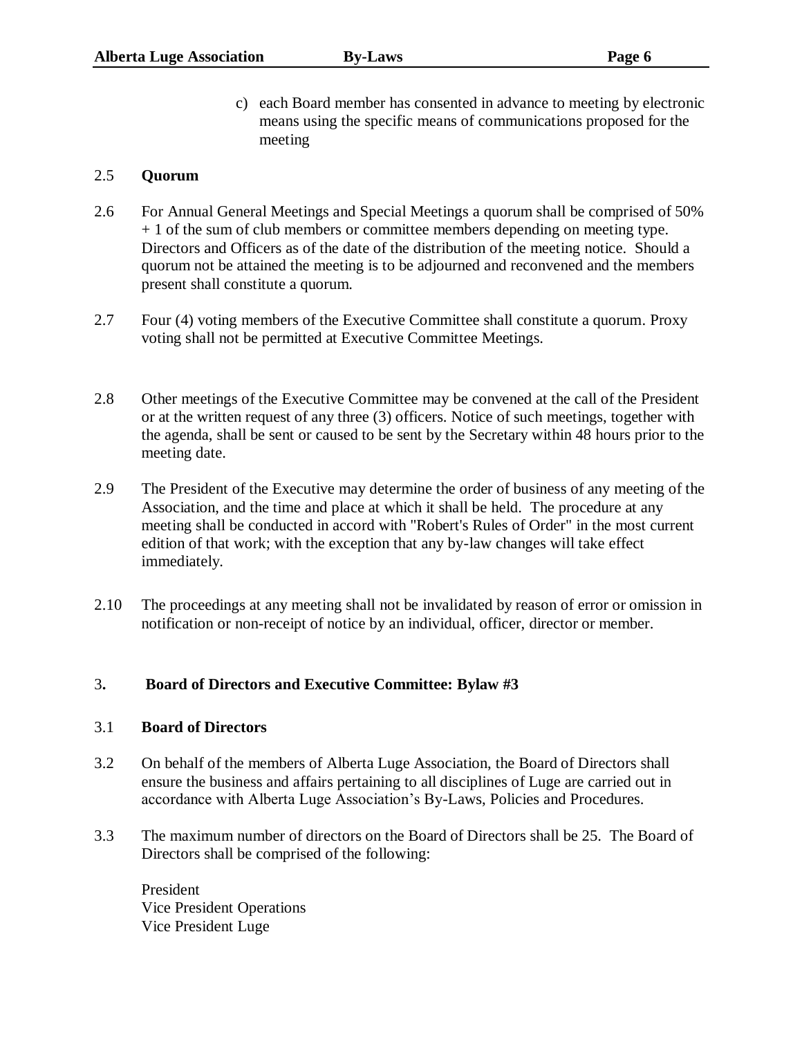c) each Board member has consented in advance to meeting by electronic means using the specific means of communications proposed for the meeting

2.5 **Quorum**

2.6 For Annual General Meetings and Special Meetings a quorum shall be comprised of 50% + 1 of the sum of club members or committee members depending on meeting type. Directors and Officers as of the date of the distribution of the meeting notice. Should a quorum not be attained the meeting is to be adjourned and reconvened and the members present shall constitute a quorum.

2.7 Four (4) voting members of the Executive Committee shall constitute a quorum. Proxy voting shall not be permitted at Executive Committee Meetings.

2.8 Other meetings of the Executive Committee may be convened at the call of the President or at the written request of any three (3) officers. Notice of such meetings, together with the agenda, shall be sent or caused to be sent by the Secretary within 48 hours prior to the meeting date.

2.9 The President of the Executive may determine the order of business of any meeting of the Association, and the time and place at which it shall be held. The procedure at any meeting shall be conducted in accord with "Robert's Rules of Order" in the most current edition of that work; with the exception that any by-law changes will take effect immediately.

2.10 The proceedings at any meeting shall not be invalidated by reason of error or omission in notification or non-receipt of notice by an individual, officer, director or member.

## 3. Board of Directors and Executive Committee: Bylaw #3

3.1 **Board of Directors**

3.2 On behalf of the members of Alberta Luge Association, the Board of Directors shall ensure the business and affairs pertaining to all disciplines of Luge are carried out in accordance with Alberta Luge Association's By-Laws, Policies and Procedures.

3.3 The maximum number of directors on the Board of Directors shall be 25. The Board of Directors shall be comprised of the following:

President
Vice President Operations
Vice President Luge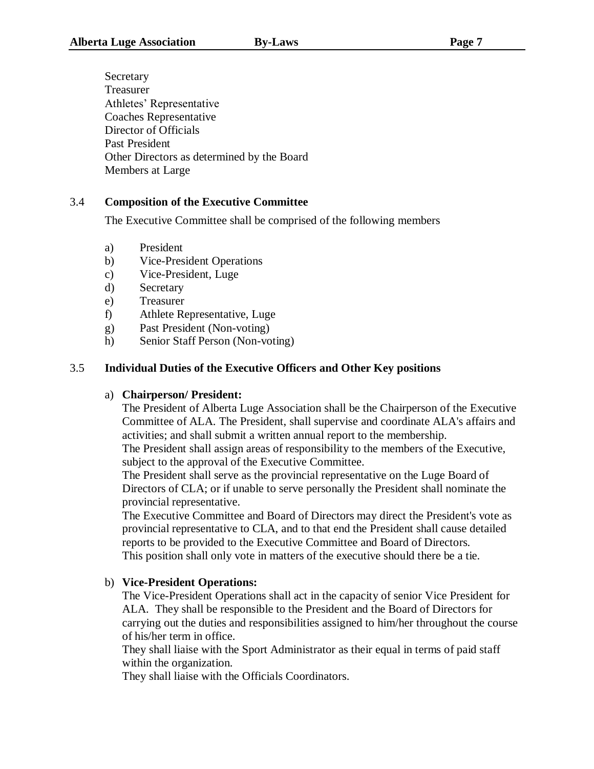Secretary
Treasurer
Athletes' Representative
Coaches Representative
Director of Officials
Past President
Other Directors as determined by the Board
Members at Large

### 3.4 Composition of the Executive Committee

The Executive Committee shall be comprised of the following members

a) President
b) Vice-President Operations
c) Vice-President, Luge
d) Secretary
e) Treasurer
f) Athlete Representative, Luge
g) Past President (Non-voting)
h) Senior Staff Person (Non-voting)

### 3.5 Individual Duties of the Executive Officers and Other Key positions

a) **Chairperson/ President:**

The President of Alberta Luge Association shall be the Chairperson of the Executive Committee of ALA. The President, shall supervise and coordinate ALA's affairs and activities; and shall submit a written annual report to the membership.

The President shall assign areas of responsibility to the members of the Executive, subject to the approval of the Executive Committee.

The President shall serve as the provincial representative on the Luge Board of Directors of CLA; or if unable to serve personally the President shall nominate the provincial representative.

The Executive Committee and Board of Directors may direct the President's vote as provincial representative to CLA, and to that end the President shall cause detailed reports to be provided to the Executive Committee and Board of Directors.

This position shall only vote in matters of the executive should there be a tie.

b) **Vice-President Operations:**

The Vice-President Operations shall act in the capacity of senior Vice President for ALA. They shall be responsible to the President and the Board of Directors for carrying out the duties and responsibilities assigned to him/her throughout the course of his/her term in office.

They shall liaise with the Sport Administrator as their equal in terms of paid staff within the organization.

They shall liaise with the Officials Coordinators.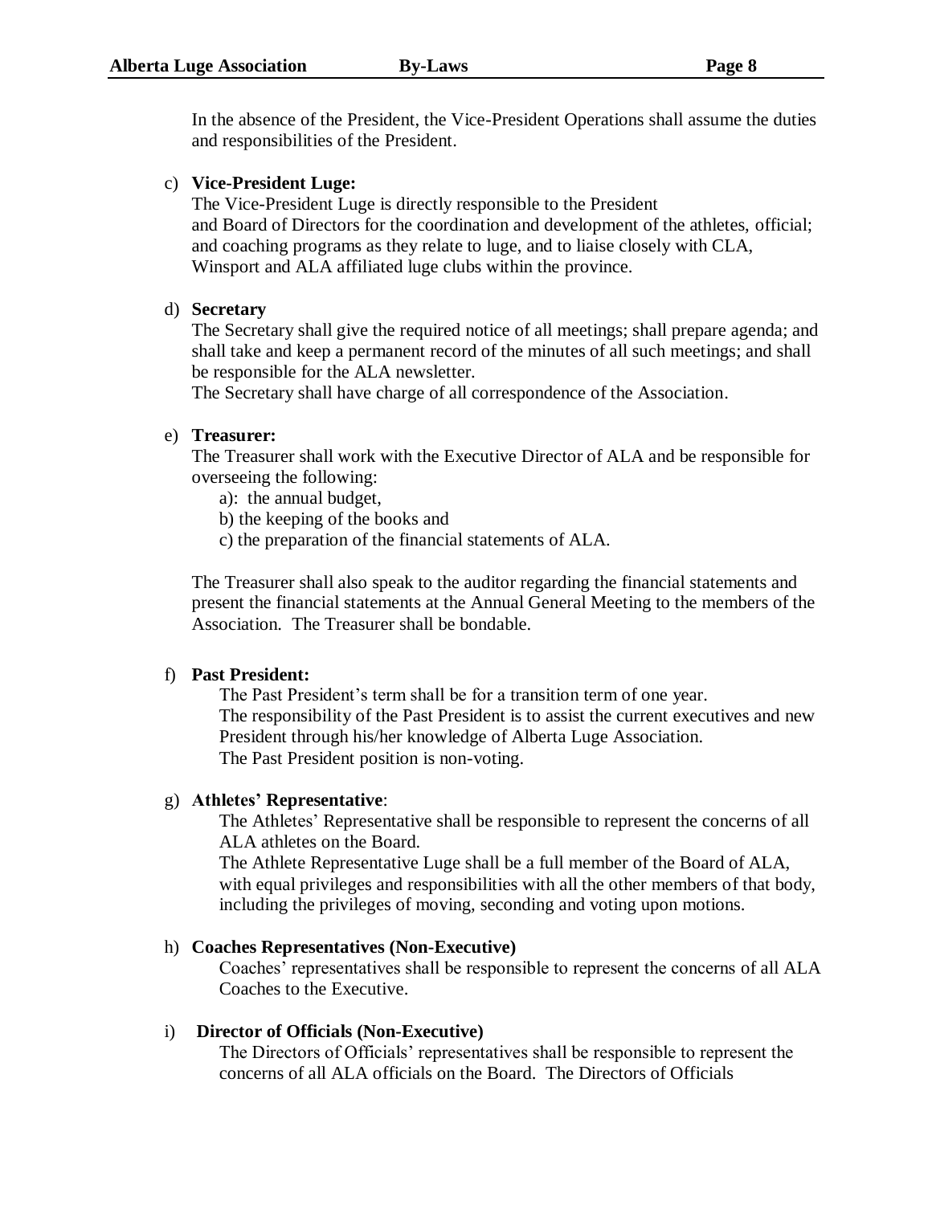In the absence of the President, the Vice-President Operations shall assume the duties and responsibilities of the President.

c) **Vice-President Luge:**
The Vice-President Luge is directly responsible to the President and Board of Directors for the coordination and development of the athletes, official; and coaching programs as they relate to luge, and to liaise closely with CLA, Winsport and ALA affiliated luge clubs within the province.

d) **Secretary**
The Secretary shall give the required notice of all meetings; shall prepare agenda; and shall take and keep a permanent record of the minutes of all such meetings; and shall be responsible for the ALA newsletter.
The Secretary shall have charge of all correspondence of the Association.

e) **Treasurer:**
The Treasurer shall work with the Executive Director of ALA and be responsible for overseeing the following:
   a): the annual budget,
   b) the keeping of the books and
   c) the preparation of the financial statements of ALA.

The Treasurer shall also speak to the auditor regarding the financial statements and present the financial statements at the Annual General Meeting to the members of the Association. The Treasurer shall be bondable.

f) **Past President:**
The Past President's term shall be for a transition term of one year.
The responsibility of the Past President is to assist the current executives and new President through his/her knowledge of Alberta Luge Association.
The Past President position is non-voting.

g) **Athletes' Representative**:
The Athletes' Representative shall be responsible to represent the concerns of all ALA athletes on the Board.
The Athlete Representative Luge shall be a full member of the Board of ALA, with equal privileges and responsibilities with all the other members of that body, including the privileges of moving, seconding and voting upon motions.

h) **Coaches Representatives (Non-Executive)**
Coaches' representatives shall be responsible to represent the concerns of all ALA Coaches to the Executive.

i) **Director of Officials (Non-Executive)**
The Directors of Officials' representatives shall be responsible to represent the concerns of all ALA officials on the Board. The Directors of Officials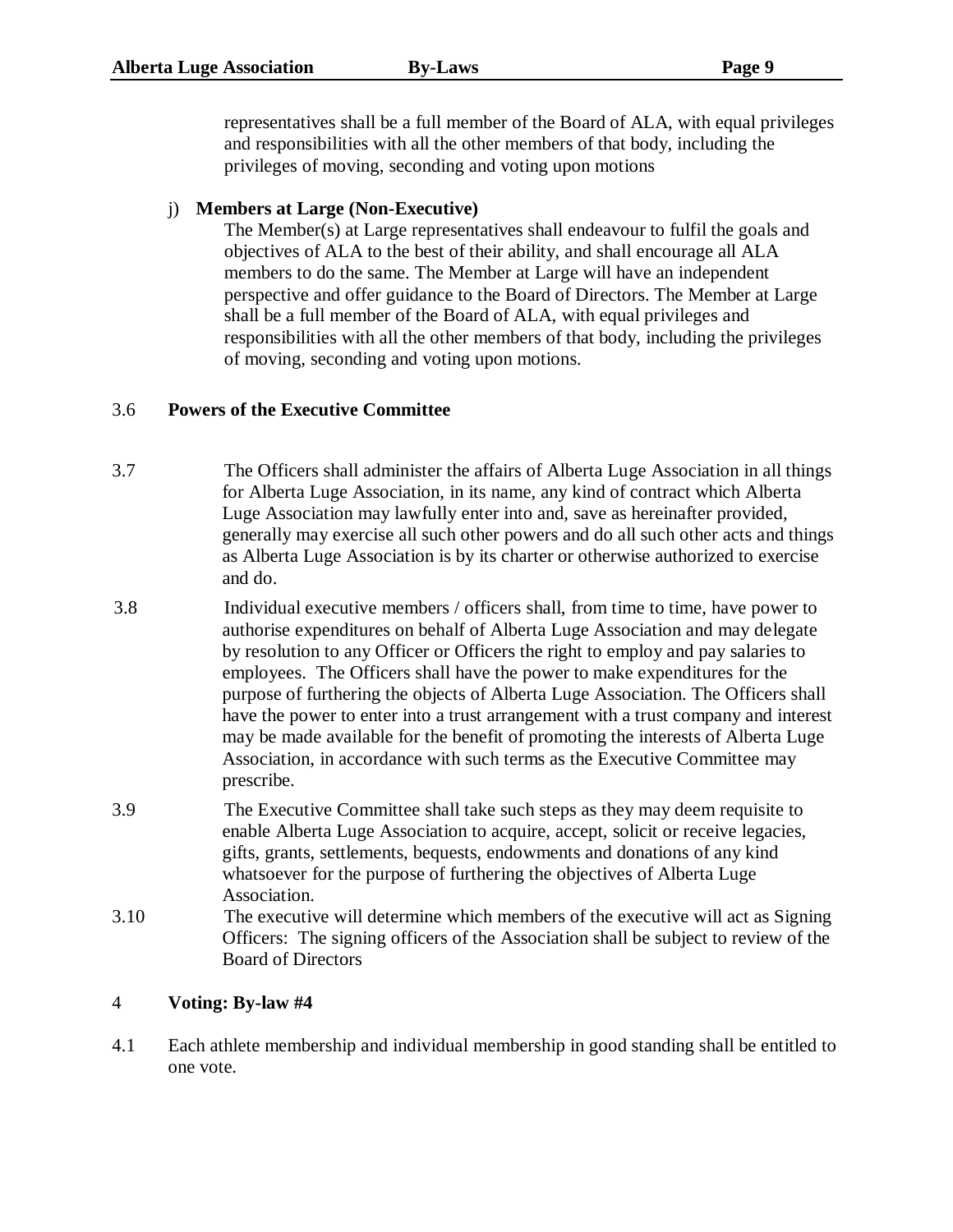representatives shall be a full member of the Board of ALA, with equal privileges and responsibilities with all the other members of that body, including the privileges of moving, seconding and voting upon motions

j) **Members at Large (Non-Executive)**

The Member(s) at Large representatives shall endeavour to fulfil the goals and objectives of ALA to the best of their ability, and shall encourage all ALA members to do the same. The Member at Large will have an independent perspective and offer guidance to the Board of Directors. The Member at Large shall be a full member of the Board of ALA, with equal privileges and responsibilities with all the other members of that body, including the privileges of moving, seconding and voting upon motions.

3.6 **Powers of the Executive Committee**

3.7 The Officers shall administer the affairs of Alberta Luge Association in all things for Alberta Luge Association, in its name, any kind of contract which Alberta Luge Association may lawfully enter into and, save as hereinafter provided, generally may exercise all such other powers and do all such other acts and things as Alberta Luge Association is by its charter or otherwise authorized to exercise and do.

3.8 Individual executive members / officers shall, from time to time, have power to authorise expenditures on behalf of Alberta Luge Association and may delegate by resolution to any Officer or Officers the right to employ and pay salaries to employees. The Officers shall have the power to make expenditures for the purpose of furthering the objects of Alberta Luge Association. The Officers shall have the power to enter into a trust arrangement with a trust company and interest may be made available for the benefit of promoting the interests of Alberta Luge Association, in accordance with such terms as the Executive Committee may prescribe.

3.9 The Executive Committee shall take such steps as they may deem requisite to enable Alberta Luge Association to acquire, accept, solicit or receive legacies, gifts, grants, settlements, bequests, endowments and donations of any kind whatsoever for the purpose of furthering the objectives of Alberta Luge Association.

3.10 The executive will determine which members of the executive will act as Signing Officers: The signing officers of the Association shall be subject to review of the Board of Directors

4 **Voting: By-law #4**

4.1 Each athlete membership and individual membership in good standing shall be entitled to one vote.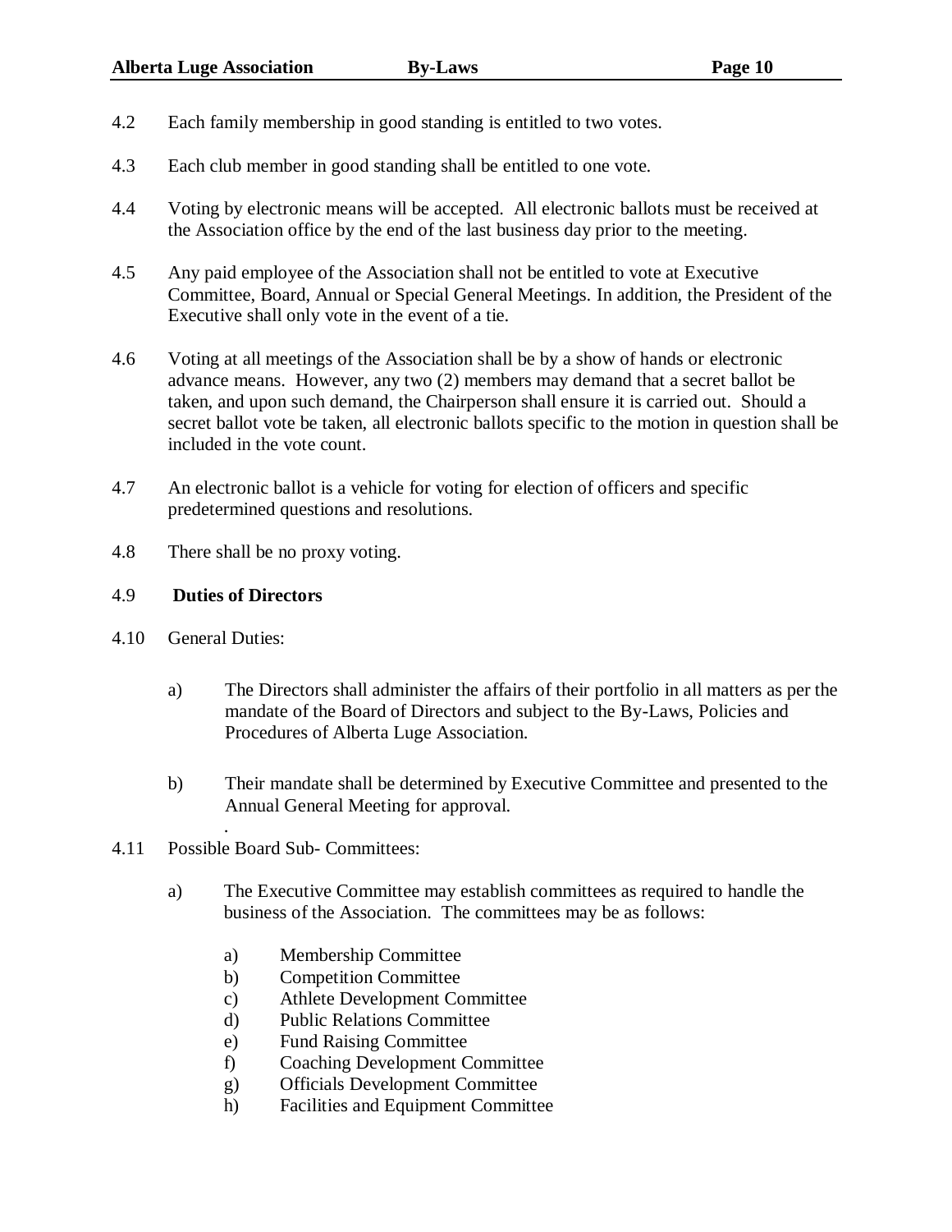4.2 Each family membership in good standing is entitled to two votes.

4.3 Each club member in good standing shall be entitled to one vote.

4.4 Voting by electronic means will be accepted. All electronic ballots must be received at the Association office by the end of the last business day prior to the meeting.

4.5 Any paid employee of the Association shall not be entitled to vote at Executive Committee, Board, Annual or Special General Meetings. In addition, the President of the Executive shall only vote in the event of a tie.

4.6 Voting at all meetings of the Association shall be by a show of hands or electronic advance means. However, any two (2) members may demand that a secret ballot be taken, and upon such demand, the Chairperson shall ensure it is carried out. Should a secret ballot vote be taken, all electronic ballots specific to the motion in question shall be included in the vote count.

4.7 An electronic ballot is a vehicle for voting for election of officers and specific predetermined questions and resolutions.

4.8 There shall be no proxy voting.

4.9 **Duties of Directors**

4.10 General Duties:

a) The Directors shall administer the affairs of their portfolio in all matters as per the mandate of the Board of Directors and subject to the By-Laws, Policies and Procedures of Alberta Luge Association.

b) Their mandate shall be determined by Executive Committee and presented to the Annual General Meeting for approval.

4.11 Possible Board Sub- Committees:

a) The Executive Committee may establish committees as required to handle the business of the Association. The committees may be as follows:

   a) Membership Committee
   b) Competition Committee
   c) Athlete Development Committee
   d) Public Relations Committee
   e) Fund Raising Committee
   f) Coaching Development Committee
   g) Officials Development Committee
   h) Facilities and Equipment Committee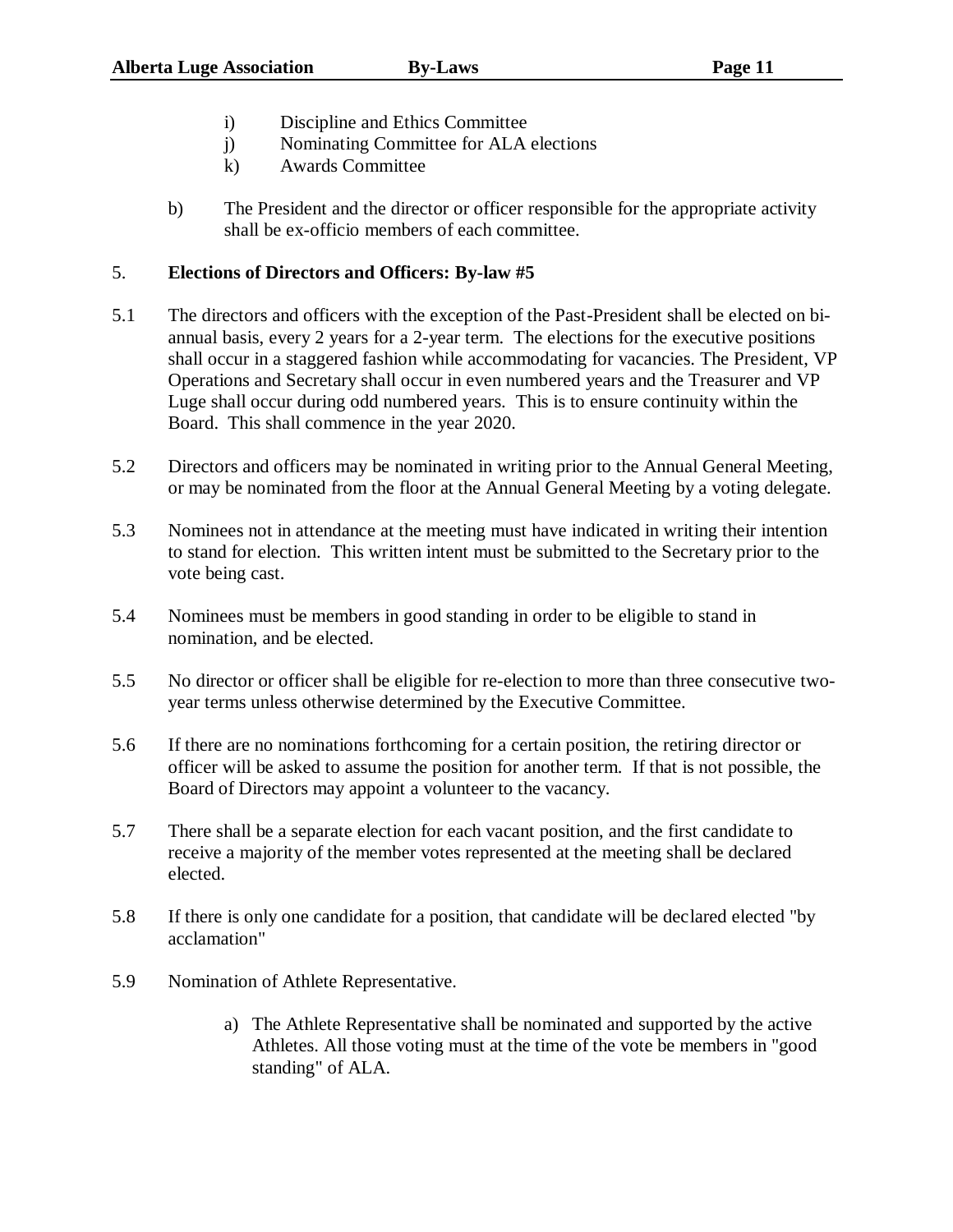i) Discipline and Ethics Committee
j) Nominating Committee for ALA elections
k) Awards Committee

b) The President and the director or officer responsible for the appropriate activity shall be ex-officio members of each committee.

5. **Elections of Directors and Officers: By-law #5**

5.1 The directors and officers with the exception of the Past-President shall be elected on bi-annual basis, every 2 years for a 2-year term. The elections for the executive positions shall occur in a staggered fashion while accommodating for vacancies. The President, VP Operations and Secretary shall occur in even numbered years and the Treasurer and VP Luge shall occur during odd numbered years. This is to ensure continuity within the Board. This shall commence in the year 2020.

5.2 Directors and officers may be nominated in writing prior to the Annual General Meeting, or may be nominated from the floor at the Annual General Meeting by a voting delegate.

5.3 Nominees not in attendance at the meeting must have indicated in writing their intention to stand for election. This written intent must be submitted to the Secretary prior to the vote being cast.

5.4 Nominees must be members in good standing in order to be eligible to stand in nomination, and be elected.

5.5 No director or officer shall be eligible for re-election to more than three consecutive two-year terms unless otherwise determined by the Executive Committee.

5.6 If there are no nominations forthcoming for a certain position, the retiring director or officer will be asked to assume the position for another term. If that is not possible, the Board of Directors may appoint a volunteer to the vacancy.

5.7 There shall be a separate election for each vacant position, and the first candidate to receive a majority of the member votes represented at the meeting shall be declared elected.

5.8 If there is only one candidate for a position, that candidate will be declared elected "by acclamation"

5.9 Nomination of Athlete Representative.

a) The Athlete Representative shall be nominated and supported by the active Athletes. All those voting must at the time of the vote be members in "good standing" of ALA.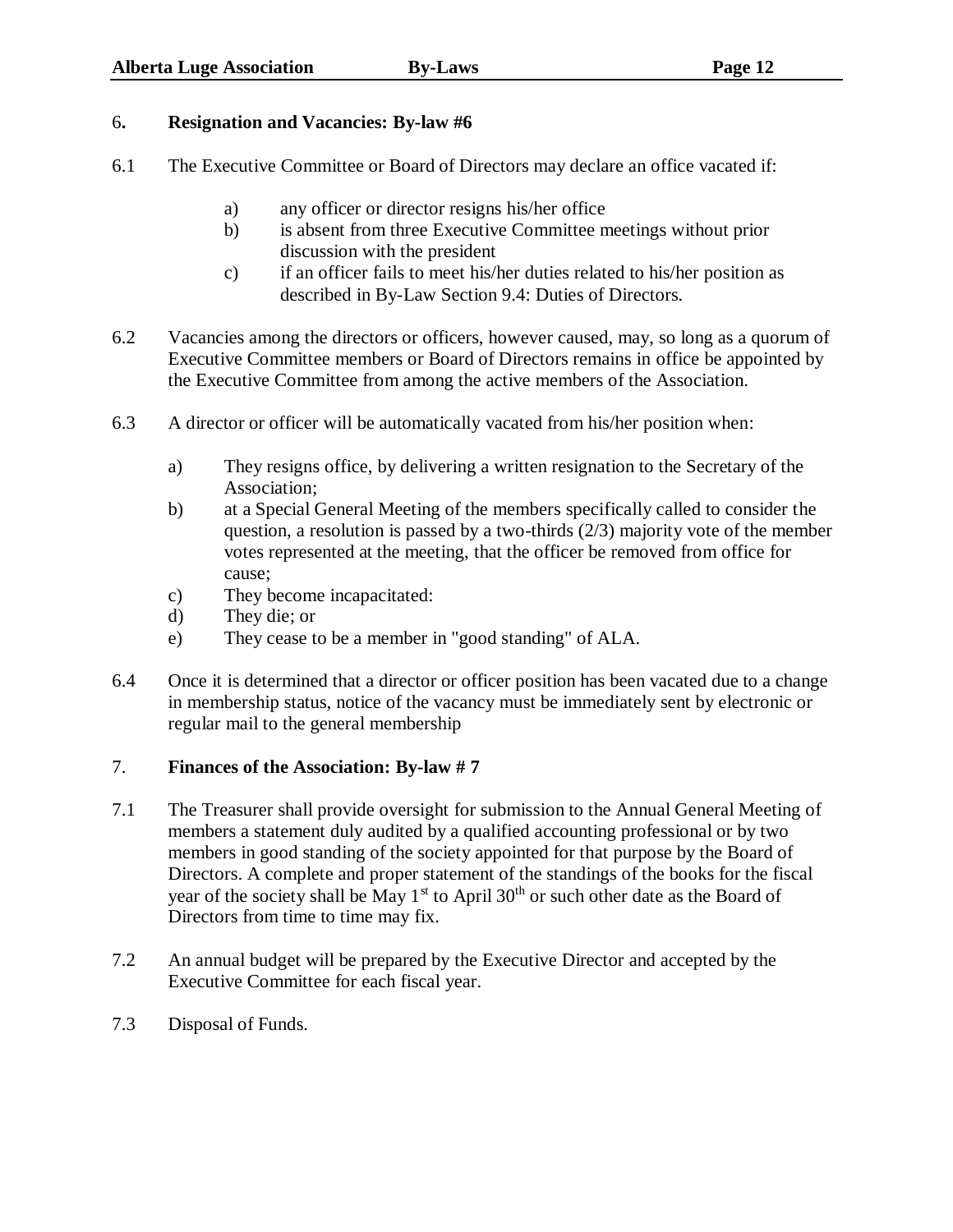## 6. Resignation and Vacancies: By-law #6

6.1 The Executive Committee or Board of Directors may declare an office vacated if:

a) any officer or director resigns his/her office
b) is absent from three Executive Committee meetings without prior discussion with the president
c) if an officer fails to meet his/her duties related to his/her position as described in By-Law Section 9.4: Duties of Directors.

6.2 Vacancies among the directors or officers, however caused, may, so long as a quorum of Executive Committee members or Board of Directors remains in office be appointed by the Executive Committee from among the active members of the Association.

6.3 A director or officer will be automatically vacated from his/her position when:

a) They resigns office, by delivering a written resignation to the Secretary of the Association;
b) at a Special General Meeting of the members specifically called to consider the question, a resolution is passed by a two-thirds (2/3) majority vote of the member votes represented at the meeting, that the officer be removed from office for cause;
c) They become incapacitated:
d) They die; or
e) They cease to be a member in "good standing" of ALA.

6.4 Once it is determined that a director or officer position has been vacated due to a change in membership status, notice of the vacancy must be immediately sent by electronic or regular mail to the general membership

## 7. Finances of the Association: By-law # 7

7.1 The Treasurer shall provide oversight for submission to the Annual General Meeting of members a statement duly audited by a qualified accounting professional or by two members in good standing of the society appointed for that purpose by the Board of Directors. A complete and proper statement of the standings of the books for the fiscal year of the society shall be May 1st to April 30th or such other date as the Board of Directors from time to time may fix.

7.2 An annual budget will be prepared by the Executive Director and accepted by the Executive Committee for each fiscal year.

7.3 Disposal of Funds.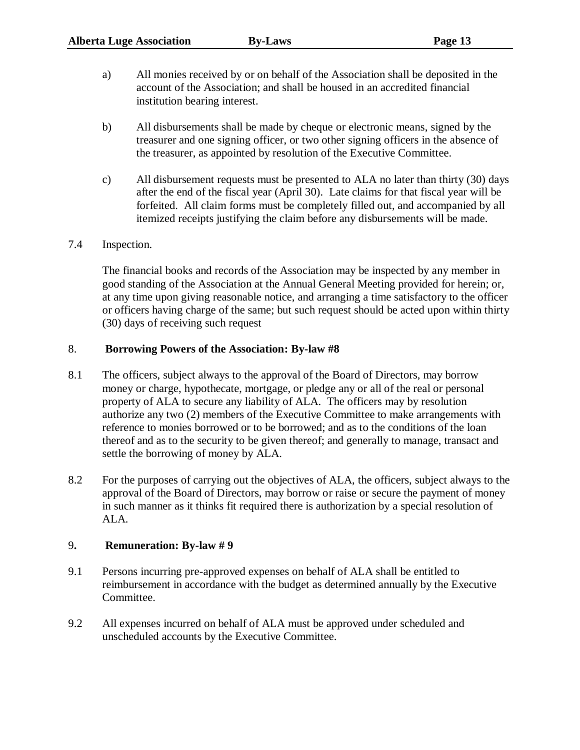a) All monies received by or on behalf of the Association shall be deposited in the account of the Association; and shall be housed in an accredited financial institution bearing interest.

b) All disbursements shall be made by cheque or electronic means, signed by the treasurer and one signing officer, or two other signing officers in the absence of the treasurer, as appointed by resolution of the Executive Committee.

c) All disbursement requests must be presented to ALA no later than thirty (30) days after the end of the fiscal year (April 30). Late claims for that fiscal year will be forfeited. All claim forms must be completely filled out, and accompanied by all itemized receipts justifying the claim before any disbursements will be made.

7.4 Inspection.

The financial books and records of the Association may be inspected by any member in good standing of the Association at the Annual General Meeting provided for herein; or, at any time upon giving reasonable notice, and arranging a time satisfactory to the officer or officers having charge of the same; but such request should be acted upon within thirty (30) days of receiving such request

## 8. Borrowing Powers of the Association: By-law #8

8.1 The officers, subject always to the approval of the Board of Directors, may borrow money or charge, hypothecate, mortgage, or pledge any or all of the real or personal property of ALA to secure any liability of ALA. The officers may by resolution authorize any two (2) members of the Executive Committee to make arrangements with reference to monies borrowed or to be borrowed; and as to the conditions of the loan thereof and as to the security to be given thereof; and generally to manage, transact and settle the borrowing of money by ALA.

8.2 For the purposes of carrying out the objectives of ALA, the officers, subject always to the approval of the Board of Directors, may borrow or raise or secure the payment of money in such manner as it thinks fit required there is authorization by a special resolution of ALA.

## 9. Remuneration: By-law # 9

9.1 Persons incurring pre-approved expenses on behalf of ALA shall be entitled to reimbursement in accordance with the budget as determined annually by the Executive Committee.

9.2 All expenses incurred on behalf of ALA must be approved under scheduled and unscheduled accounts by the Executive Committee.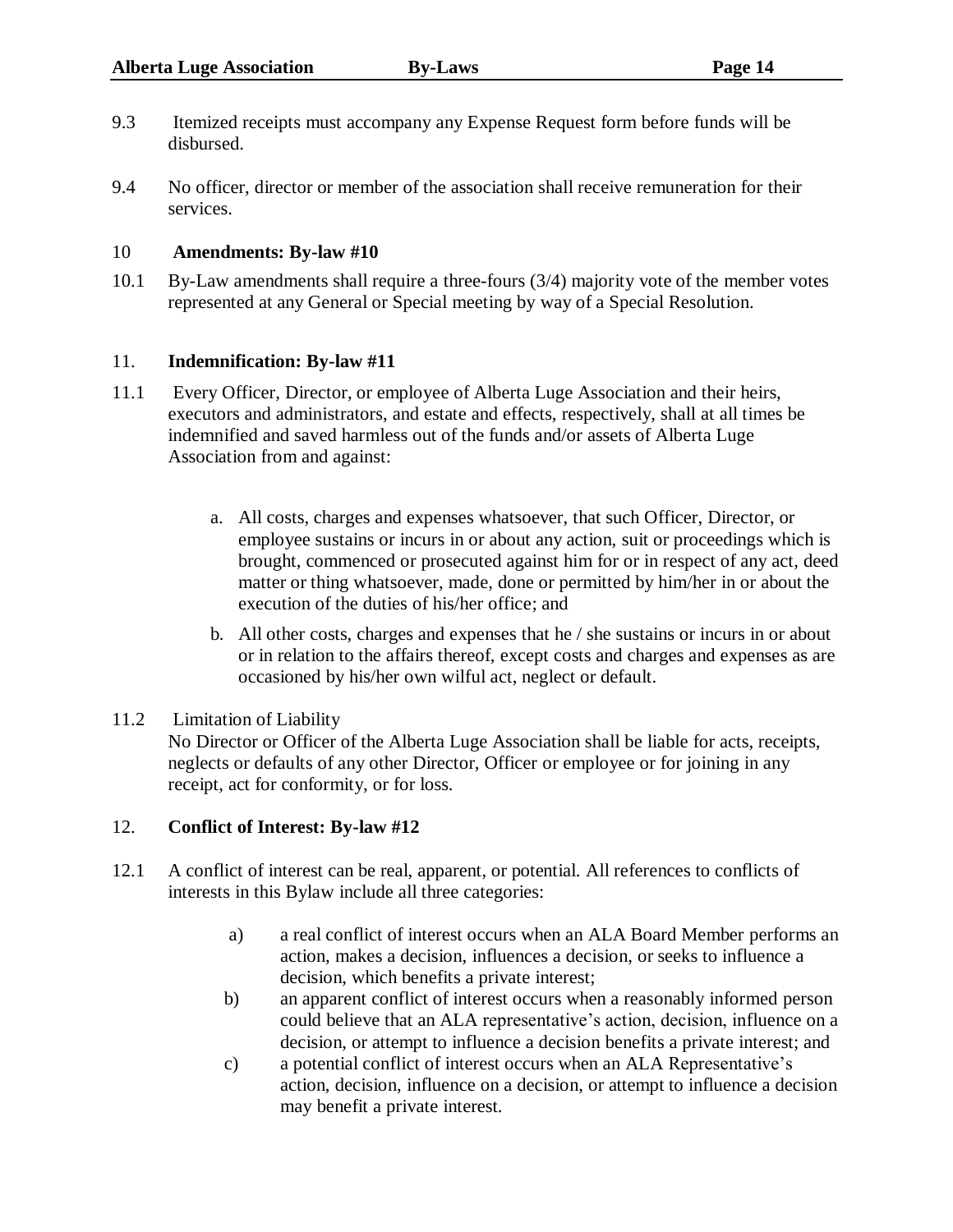9.3 Itemized receipts must accompany any Expense Request form before funds will be disbursed.

9.4 No officer, director or member of the association shall receive remuneration for their services.

10 **Amendments: By-law #10**

10.1 By-Law amendments shall require a three-fours (3/4) majority vote of the member votes represented at any General or Special meeting by way of a Special Resolution.

11. **Indemnification: By-law #11**

11.1 Every Officer, Director, or employee of Alberta Luge Association and their heirs, executors and administrators, and estate and effects, respectively, shall at all times be indemnified and saved harmless out of the funds and/or assets of Alberta Luge Association from and against:

a. All costs, charges and expenses whatsoever, that such Officer, Director, or employee sustains or incurs in or about any action, suit or proceedings which is brought, commenced or prosecuted against him for or in respect of any act, deed matter or thing whatsoever, made, done or permitted by him/her in or about the execution of the duties of his/her office; and

b. All other costs, charges and expenses that he / she sustains or incurs in or about or in relation to the affairs thereof, except costs and charges and expenses as are occasioned by his/her own wilful act, neglect or default.

11.2 Limitation of Liability
No Director or Officer of the Alberta Luge Association shall be liable for acts, receipts, neglects or defaults of any other Director, Officer or employee or for joining in any receipt, act for conformity, or for loss.

12. **Conflict of Interest: By-law #12**

12.1 A conflict of interest can be real, apparent, or potential. All references to conflicts of interests in this Bylaw include all three categories:

a) a real conflict of interest occurs when an ALA Board Member performs an action, makes a decision, influences a decision, or seeks to influence a decision, which benefits a private interest;

b) an apparent conflict of interest occurs when a reasonably informed person could believe that an ALA representative's action, decision, influence on a decision, or attempt to influence a decision benefits a private interest; and

c) a potential conflict of interest occurs when an ALA Representative's action, decision, influence on a decision, or attempt to influence a decision may benefit a private interest.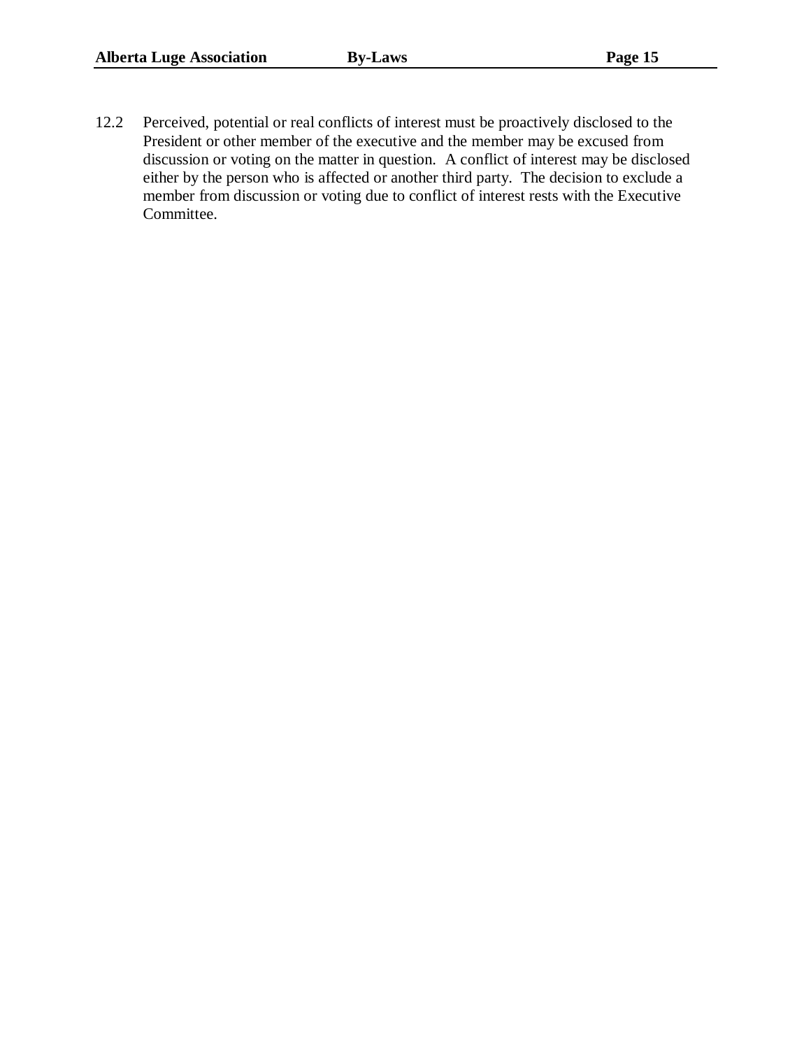12.2 Perceived, potential or real conflicts of interest must be proactively disclosed to the President or other member of the executive and the member may be excused from discussion or voting on the matter in question. A conflict of interest may be disclosed either by the person who is affected or another third party. The decision to exclude a member from discussion or voting due to conflict of interest rests with the Executive Committee.